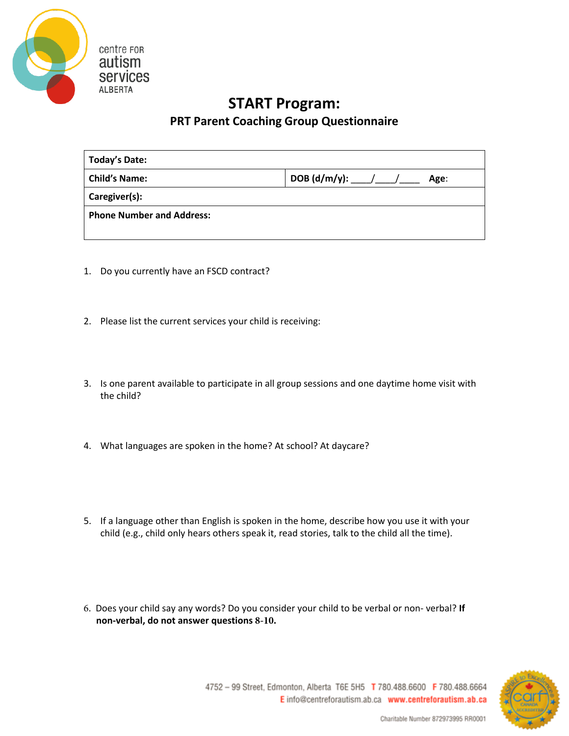centre FOR autism services ALBERTA

# START Program:

## PRT Parent Coaching Group Questionnaire

| **Today's Date:** | |
|---|---|
| **Child's Name:** | **DOB (d/m/y):** ____/____/____ **Age**: |
| **Caregiver(s):** | |
| **Phone Number and Address:** | |

1. Do you currently have an FSCD contract?

2. Please list the current services your child is receiving:

3. Is one parent available to participate in all group sessions and one daytime home visit with the child?

4. What languages are spoken in the home? At school? At daycare?

5. If a language other than English is spoken in the home, describe how you use it with your child (e.g., child only hears others speak it, read stories, talk to the child all the time).

6. Does your child say any words? Do you consider your child to be verbal or non- verbal? **If non-verbal, do not answer questions 8-10.**

4752 – 99 Street, Edmonton, Alberta T6E 5H5 T 780.488.6600 F 780.488.6664
E info@centreforautism.ab.ca www.centreforautism.ab.ca

Charitable Number 872973995 RR0001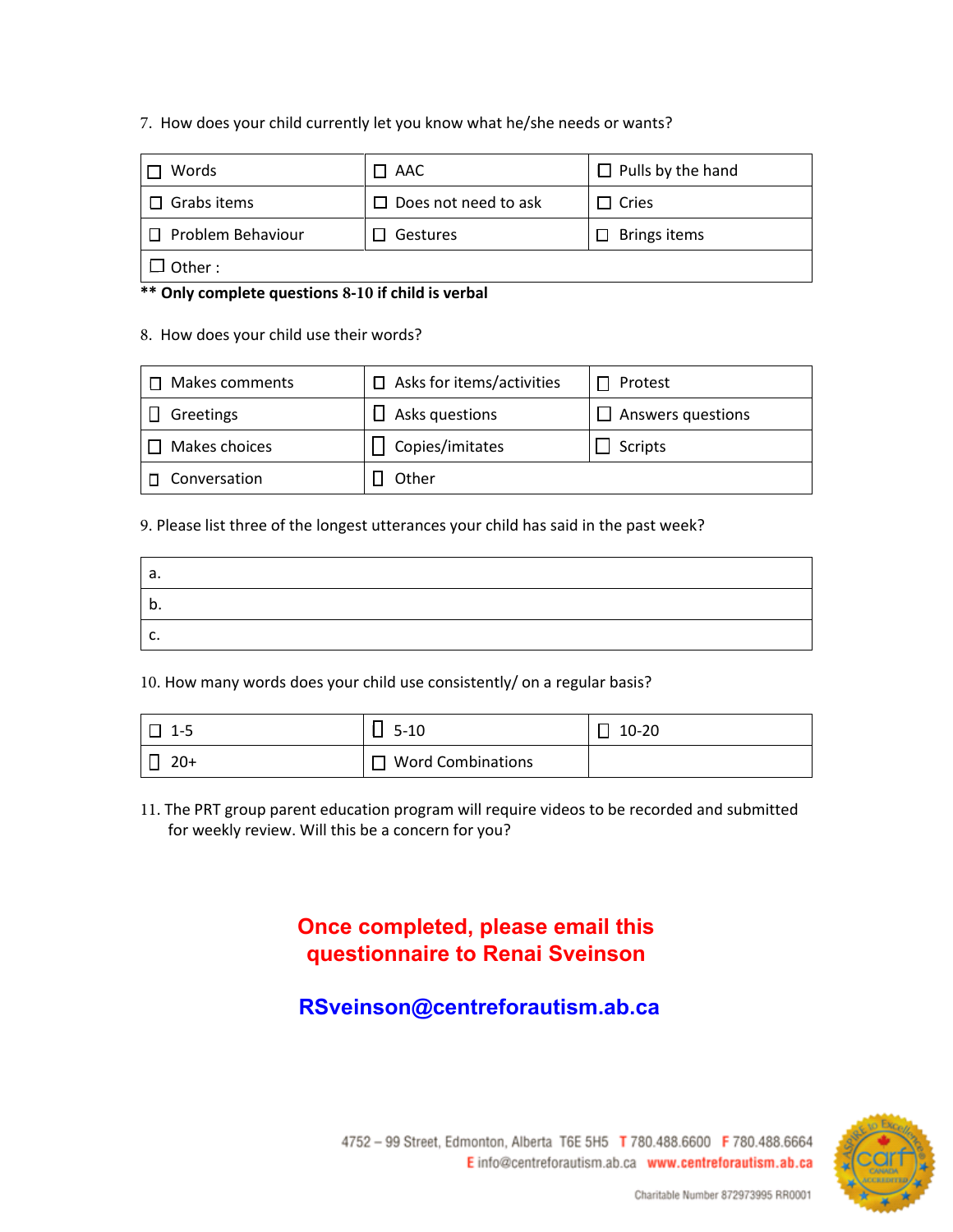7. How does your child currently let you know what he/she needs or wants?

| | | |
|---|---|---|
| ☐ Words | ☐ AAC | ☐ Pulls by the hand |
| ☐ Grabs items | ☐ Does not need to ask | ☐ Cries |
| ☐ Problem Behaviour | ☐ Gestures | ☐ Brings items |
| ☐ Other : | | |

**** Only complete questions 8-10 if child is verbal**

8. How does your child use their words?

| | | |
|---|---|---|
| ☐ Makes comments | ☐ Asks for items/activities | ☐ Protest |
| ☐ Greetings | ☐ Asks questions | ☐ Answers questions |
| ☐ Makes choices | ☐ Copies/imitates | ☐ Scripts |
| ☐ Conversation | ☐ Other | |

9. Please list three of the longest utterances your child has said in the past week?

| |
|---|
| a. |
| b. |
| c. |

10. How many words does your child use consistently/ on a regular basis?

| | | |
|---|---|---|
| ☐ 1-5 | ☐ 5-10 | ☐ 10-20 |
| ☐ 20+ | ☐ Word Combinations | |

11. The PRT group parent education program will require videos to be recorded and submitted for weekly review. Will this be a concern for you?

**Once completed, please email this questionnaire to Renai Sveinson**

**RSveinson@centreforautism.ab.ca**

4752 – 99 Street, Edmonton, Alberta T6E 5H5 T 780.488.6600 F 780.488.6664
E info@centreforautism.ab.ca www.centreforautism.ab.ca

Charitable Number 872973995 RR0001